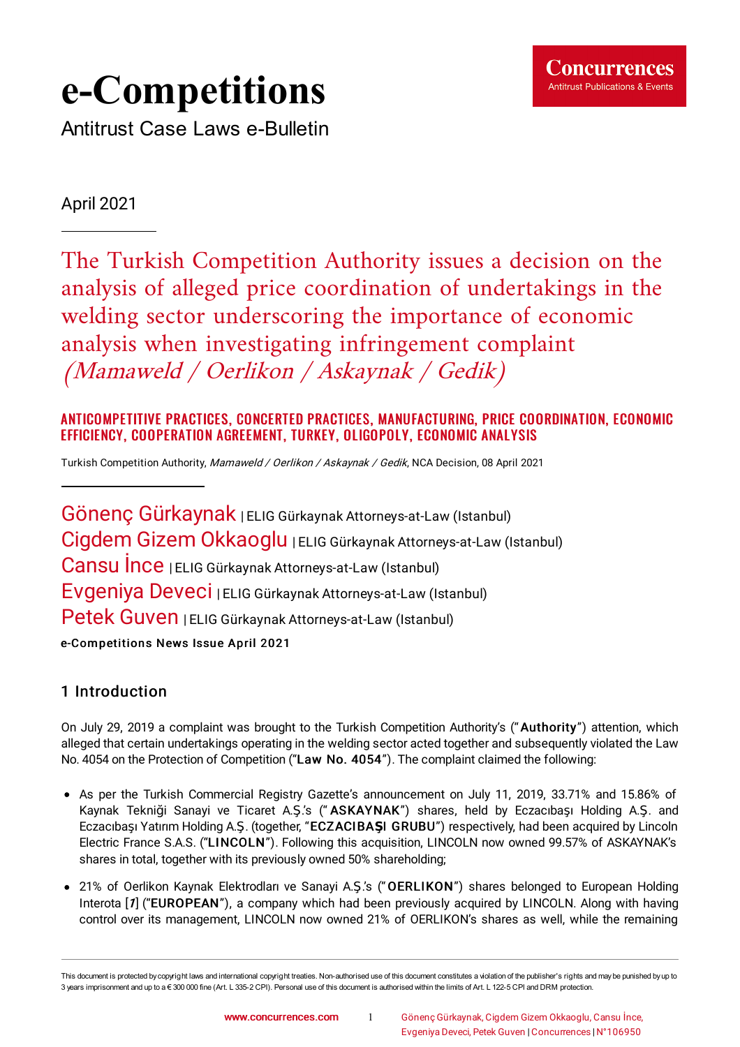# e-Competitions

Antitrust Case Laws e-Bulletin

April 2021

## The Turkish Competition Authority issues a decision on the analysis of alleged price coordination of undertakings in the welding sector underscoring the importance of economic analysis when investigating infringement complaint *(Mamaweld / Oerlikon / Askaynak / Gedik)*

**ANTICOMPETITIVE PRACTICES, CONCERTED PRACTICES, MANUFACTURING, PRICE COORDINATION, ECONOMIC EFFICIENCY, COOPERATION AGREEMENT, TURKEY, OLIGOPOLY, ECONOMIC ANALYSIS**

Turkish Competition Authority, *Mamaweld / Oerlikon / Askaynak / Gedik*, NCA Decision, 08 April 2021

Gönenç Gürkaynak | ELIG Gürkaynak Attorneys-at-Law (Istanbul)
Cigdem Gizem Okkaoglu | ELIG Gürkaynak Attorneys-at-Law (Istanbul)
Cansu İnce | ELIG Gürkaynak Attorneys-at-Law (Istanbul)
Evgeniya Deveci | ELIG Gürkaynak Attorneys-at-Law (Istanbul)
Petek Guven | ELIG Gürkaynak Attorneys-at-Law (Istanbul)

**e-Competitions News Issue April 2021**

### 1 Introduction

On July 29, 2019 a complaint was brought to the Turkish Competition Authority's ("**Authority**") attention, which alleged that certain undertakings operating in the welding sector acted together and subsequently violated the Law No. 4054 on the Protection of Competition ("**Law No. 4054**"). The complaint claimed the following:

- As per the Turkish Commercial Registry Gazette's announcement on July 11, 2019, 33.71% and 15.86% of Kaynak Tekniği Sanayi ve Ticaret A.Ş.'s ("**ASKAYNAK**") shares, held by Eczacıbaşı Holding A.Ş. and Eczacıbaşı Yatırım Holding A.Ş. (together, "**ECZACIBAŞI GRUBU**") respectively, had been acquired by Lincoln Electric France S.A.S. ("**LINCOLN**"). Following this acquisition, LINCOLN now owned 99.57% of ASKAYNAK's shares in total, together with its previously owned 50% shareholding;
- 21% of Oerlikon Kaynak Elektrodları ve Sanayi A.Ş.'s ("**OERLIKON**") shares belonged to European Holding Interota [*1*] ("**EUROPEAN**"), a company which had been previously acquired by LINCOLN. Along with having control over its management, LINCOLN now owned 21% of OERLIKON's shares as well, while the remaining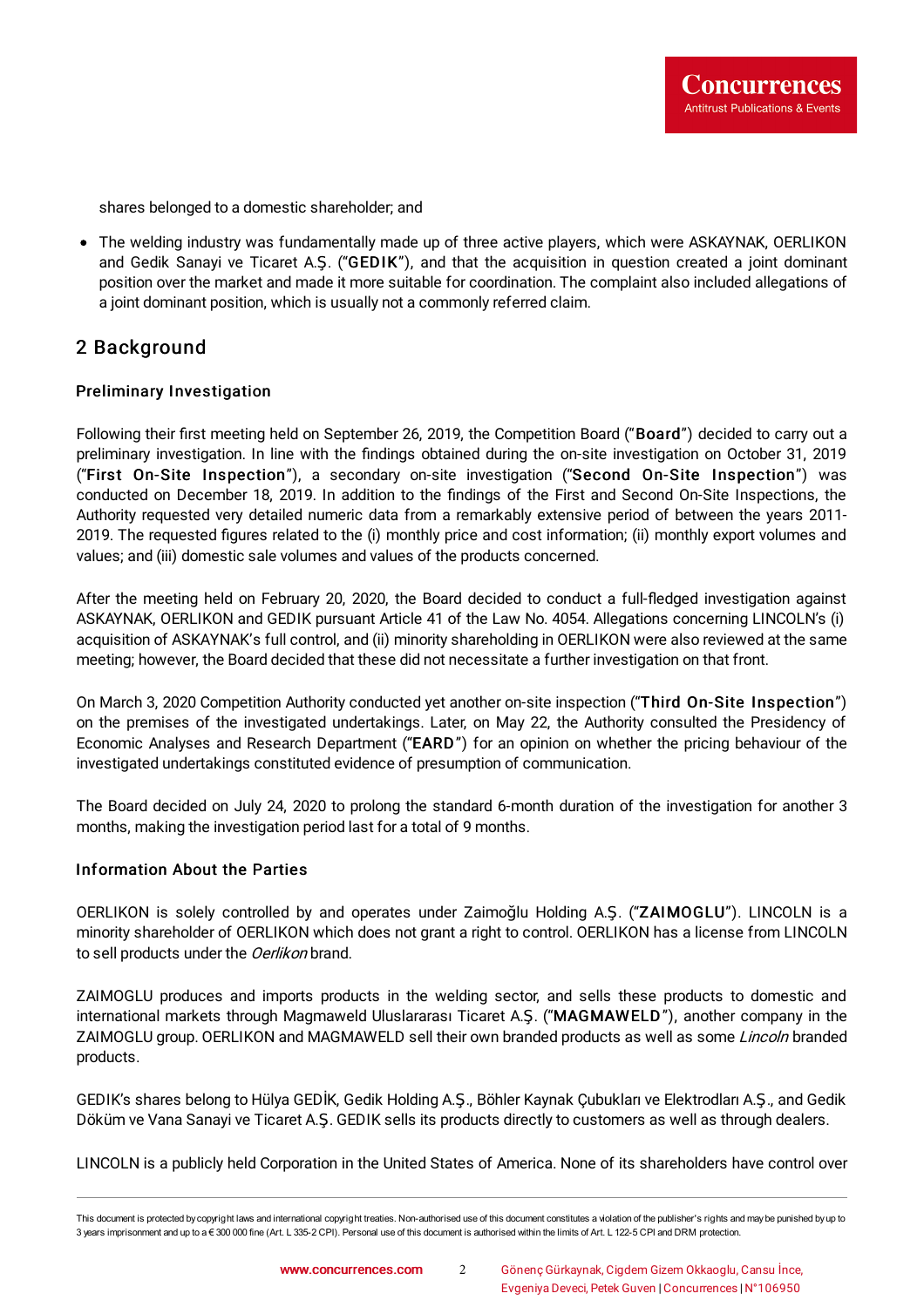shares belonged to a domestic shareholder; and

- The welding industry was fundamentally made up of three active players, which were ASKAYNAK, OERLIKON and Gedik Sanayi ve Ticaret A.Ş. ("**GEDIK**"), and that the acquisition in question created a joint dominant position over the market and made it more suitable for coordination. The complaint also included allegations of a joint dominant position, which is usually not a commonly referred claim.

## 2 Background

### Preliminary Investigation

Following their first meeting held on September 26, 2019, the Competition Board ("**Board**") decided to carry out a preliminary investigation. In line with the findings obtained during the on-site investigation on October 31, 2019 ("**First On-Site Inspection**"), a secondary on-site investigation ("**Second On-Site Inspection**") was conducted on December 18, 2019. In addition to the findings of the First and Second On-Site Inspections, the Authority requested very detailed numeric data from a remarkably extensive period of between the years 2011-2019. The requested figures related to the (i) monthly price and cost information; (ii) monthly export volumes and values; and (iii) domestic sale volumes and values of the products concerned.

After the meeting held on February 20, 2020, the Board decided to conduct a full-fledged investigation against ASKAYNAK, OERLIKON and GEDIK pursuant Article 41 of the Law No. 4054. Allegations concerning LINCOLN's (i) acquisition of ASKAYNAK's full control, and (ii) minority shareholding in OERLIKON were also reviewed at the same meeting; however, the Board decided that these did not necessitate a further investigation on that front.

On March 3, 2020 Competition Authority conducted yet another on-site inspection ("**Third On-Site Inspection**") on the premises of the investigated undertakings. Later, on May 22, the Authority consulted the Presidency of Economic Analyses and Research Department ("**EARD**") for an opinion on whether the pricing behaviour of the investigated undertakings constituted evidence of presumption of communication.

The Board decided on July 24, 2020 to prolong the standard 6-month duration of the investigation for another 3 months, making the investigation period last for a total of 9 months.

### Information About the Parties

OERLIKON is solely controlled by and operates under Zaimoğlu Holding A.Ş. ("**ZAIMOGLU**"). LINCOLN is a minority shareholder of OERLIKON which does not grant a right to control. OERLIKON has a license from LINCOLN to sell products under the *Oerlikon* brand.

ZAIMOGLU produces and imports products in the welding sector, and sells these products to domestic and international markets through Magmaweld Uluslararası Ticaret A.Ş. ("**MAGMAWELD**"), another company in the ZAIMOGLU group. OERLIKON and MAGMAWELD sell their own branded products as well as some *Lincoln* branded products.

GEDIK's shares belong to Hülya GEDİK, Gedik Holding A.Ş., Böhler Kaynak Çubukları ve Elektrodları A.Ş., and Gedik Döküm ve Vana Sanayi ve Ticaret A.Ş. GEDIK sells its products directly to customers as well as through dealers.

LINCOLN is a publicly held Corporation in the United States of America. None of its shareholders have control over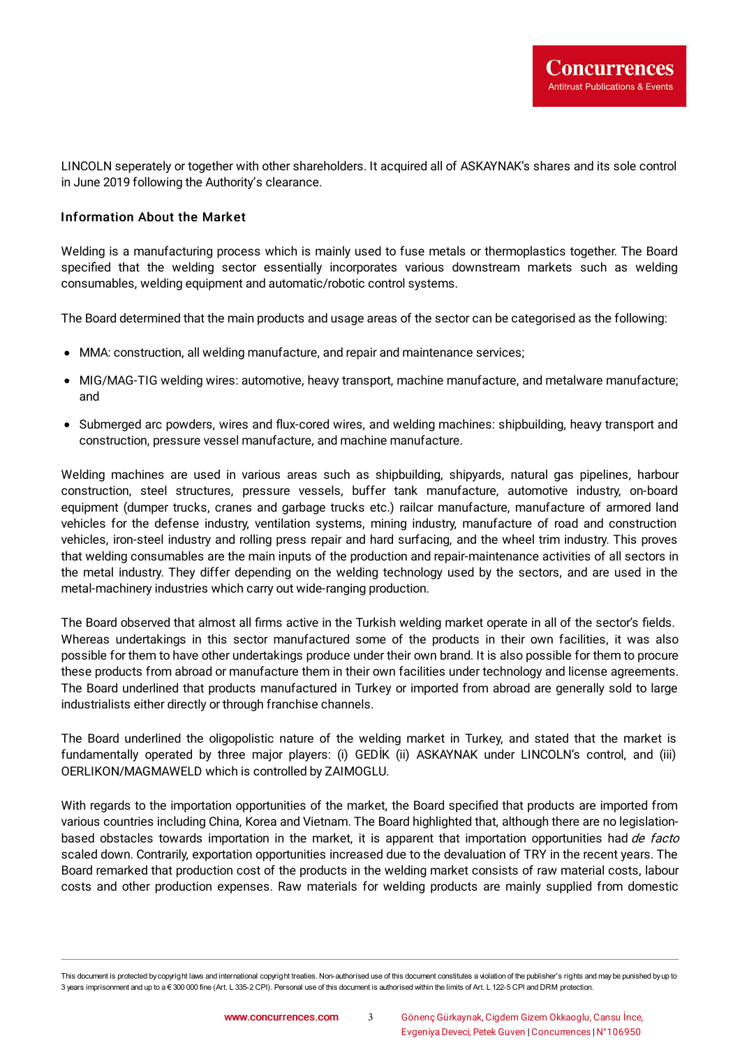LINCOLN seperately or together with other shareholders. It acquired all of ASKAYNAK's shares and its sole control in June 2019 following the Authority's clearance.

### Information About the Market

Welding is a manufacturing process which is mainly used to fuse metals or thermoplastics together. The Board specified that the welding sector essentially incorporates various downstream markets such as welding consumables, welding equipment and automatic/robotic control systems.

The Board determined that the main products and usage areas of the sector can be categorised as the following:

- MMA: construction, all welding manufacture, and repair and maintenance services;
- MIG/MAG-TIG welding wires: automotive, heavy transport, machine manufacture, and metalware manufacture; and
- Submerged arc powders, wires and flux-cored wires, and welding machines: shipbuilding, heavy transport and construction, pressure vessel manufacture, and machine manufacture.

Welding machines are used in various areas such as shipbuilding, shipyards, natural gas pipelines, harbour construction, steel structures, pressure vessels, buffer tank manufacture, automotive industry, on-board equipment (dumper trucks, cranes and garbage trucks etc.) railcar manufacture, manufacture of armored land vehicles for the defense industry, ventilation systems, mining industry, manufacture of road and construction vehicles, iron-steel industry and rolling press repair and hard surfacing, and the wheel trim industry. This proves that welding consumables are the main inputs of the production and repair-maintenance activities of all sectors in the metal industry. They differ depending on the welding technology used by the sectors, and are used in the metal-machinery industries which carry out wide-ranging production.

The Board observed that almost all firms active in the Turkish welding market operate in all of the sector's fields. Whereas undertakings in this sector manufactured some of the products in their own facilities, it was also possible for them to have other undertakings produce under their own brand. It is also possible for them to procure these products from abroad or manufacture them in their own facilities under technology and license agreements. The Board underlined that products manufactured in Turkey or imported from abroad are generally sold to large industrialists either directly or through franchise channels.

The Board underlined the oligopolistic nature of the welding market in Turkey, and stated that the market is fundamentally operated by three major players: (i) GEDİK (ii) ASKAYNAK under LINCOLN's control, and (iii) OERLIKON/MAGMAWELD which is controlled by ZAIMOGLU.

With regards to the importation opportunities of the market, the Board specified that products are imported from various countries including China, Korea and Vietnam. The Board highlighted that, although there are no legislation-based obstacles towards importation in the market, it is apparent that importation opportunities had *de facto* scaled down. Contrarily, exportation opportunities increased due to the devaluation of TRY in the recent years. The Board remarked that production cost of the products in the welding market consists of raw material costs, labour costs and other production expenses. Raw materials for welding products are mainly supplied from domestic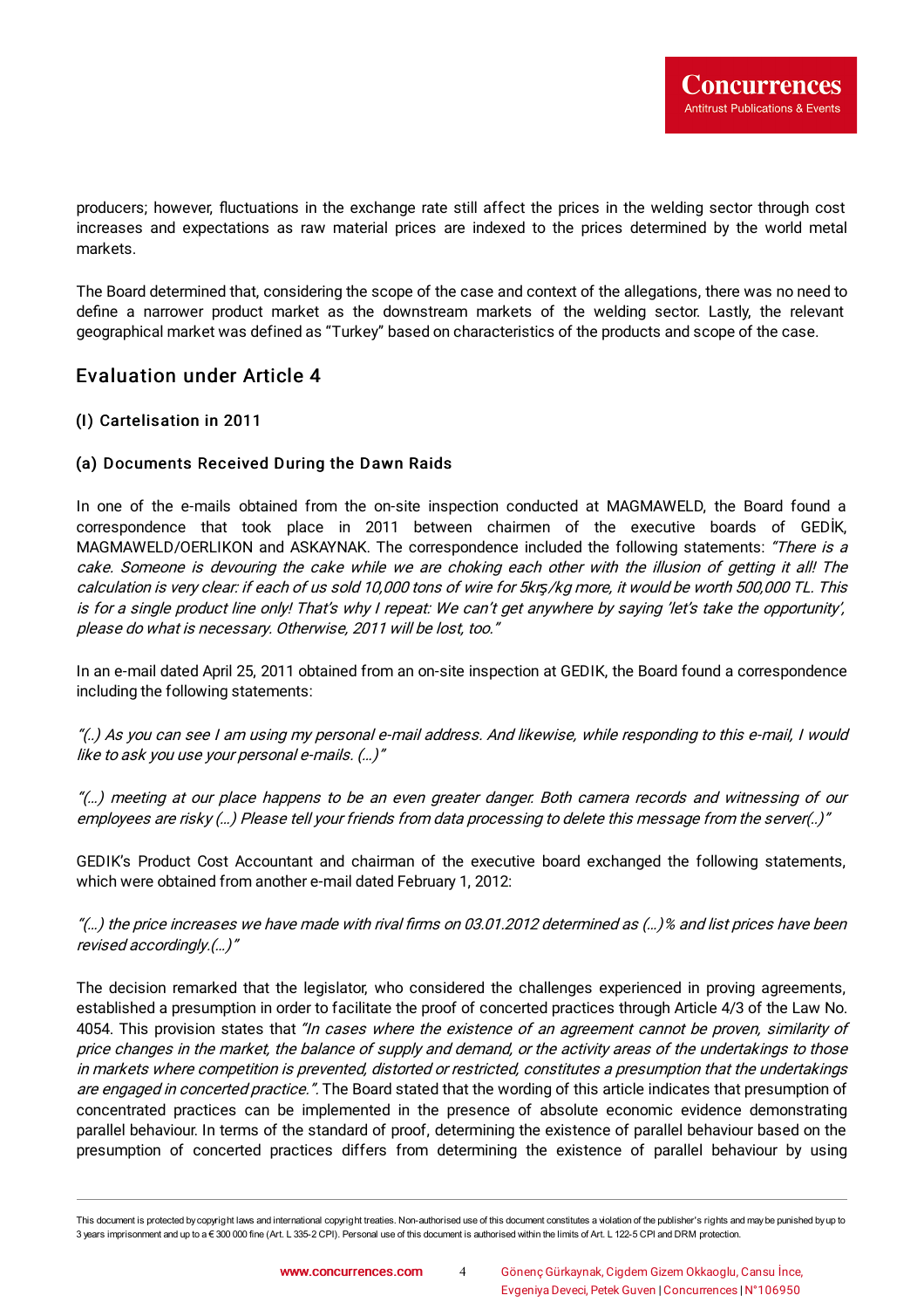producers; however, fluctuations in the exchange rate still affect the prices in the welding sector through cost increases and expectations as raw material prices are indexed to the prices determined by the world metal markets.

The Board determined that, considering the scope of the case and context of the allegations, there was no need to define a narrower product market as the downstream markets of the welding sector. Lastly, the relevant geographical market was defined as "Turkey" based on characteristics of the products and scope of the case.

## Evaluation under Article 4

### (I) Cartelisation in 2011

### (a) Documents Received During the Dawn Raids

In one of the e-mails obtained from the on-site inspection conducted at MAGMAWELD, the Board found a correspondence that took place in 2011 between chairmen of the executive boards of GEDİK, MAGMAWELD/OERLIKON and ASKAYNAK. The correspondence included the following statements: *"There is a cake. Someone is devouring the cake while we are choking each other with the illusion of getting it all! The calculation is very clear: if each of us sold 10,000 tons of wire for 5krş/kg more, it would be worth 500,000 TL. This is for a single product line only! That's why I repeat: We can't get anywhere by saying 'let's take the opportunity', please do what is necessary. Otherwise, 2011 will be lost, too."*

In an e-mail dated April 25, 2011 obtained from an on-site inspection at GEDIK, the Board found a correspondence including the following statements:

*"(..) As you can see I am using my personal e-mail address. And likewise, while responding to this e-mail, I would like to ask you use your personal e-mails. (…)"*

*"(…) meeting at our place happens to be an even greater danger. Both camera records and witnessing of our employees are risky (…) Please tell your friends from data processing to delete this message from the server(..)"*

GEDIK's Product Cost Accountant and chairman of the executive board exchanged the following statements, which were obtained from another e-mail dated February 1, 2012:

*"(…) the price increases we have made with rival firms on 03.01.2012 determined as (…)% and list prices have been revised accordingly.(…)"*

The decision remarked that the legislator, who considered the challenges experienced in proving agreements, established a presumption in order to facilitate the proof of concerted practices through Article 4/3 of the Law No. 4054. This provision states that *"In cases where the existence of an agreement cannot be proven, similarity of price changes in the market, the balance of supply and demand, or the activity areas of the undertakings to those in markets where competition is prevented, distorted or restricted, constitutes a presumption that the undertakings are engaged in concerted practice."*. The Board stated that the wording of this article indicates that presumption of concentrated practices can be implemented in the presence of absolute economic evidence demonstrating parallel behaviour. In terms of the standard of proof, determining the existence of parallel behaviour based on the presumption of concerted practices differs from determining the existence of parallel behaviour by using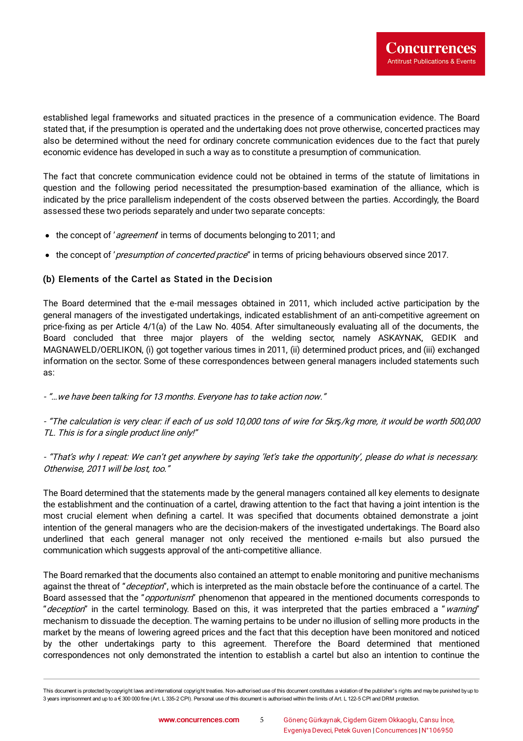established legal frameworks and situated practices in the presence of a communication evidence. The Board stated that, if the presumption is operated and the undertaking does not prove otherwise, concerted practices may also be determined without the need for ordinary concrete communication evidences due to the fact that purely economic evidence has developed in such a way as to constitute a presumption of communication.

The fact that concrete communication evidence could not be obtained in terms of the statute of limitations in question and the following period necessitated the presumption-based examination of the alliance, which is indicated by the price parallelism independent of the costs observed between the parties. Accordingly, the Board assessed these two periods separately and under two separate concepts:

- the concept of '*agreement*' in terms of documents belonging to 2011; and
- the concept of '*presumption of concerted practice*" in terms of pricing behaviours observed since 2017.

### (b) Elements of the Cartel as Stated in the Decision

The Board determined that the e-mail messages obtained in 2011, which included active participation by the general managers of the investigated undertakings, indicated establishment of an anti-competitive agreement on price-fixing as per Article 4/1(a) of the Law No. 4054. After simultaneously evaluating all of the documents, the Board concluded that three major players of the welding sector, namely ASKAYNAK, GEDIK and MAGNAWELD/OERLIKON, (i) got together various times in 2011, (ii) determined product prices, and (iii) exchanged information on the sector. Some of these correspondences between general managers included statements such as:

- *"…we have been talking for 13 months. Everyone has to take action now."*

- *"The calculation is very clear: if each of us sold 10,000 tons of wire for 5krş/kg more, it would be worth 500,000 TL. This is for a single product line only!"*

- *"That's why I repeat: We can't get anywhere by saying 'let's take the opportunity', please do what is necessary. Otherwise, 2011 will be lost, too."*

The Board determined that the statements made by the general managers contained all key elements to designate the establishment and the continuation of a cartel, drawing attention to the fact that having a joint intention is the most crucial element when defining a cartel. It was specified that documents obtained demonstrate a joint intention of the general managers who are the decision-makers of the investigated undertakings. The Board also underlined that each general manager not only received the mentioned e-mails but also pursued the communication which suggests approval of the anti-competitive alliance.

The Board remarked that the documents also contained an attempt to enable monitoring and punitive mechanisms against the threat of "*deception*", which is interpreted as the main obstacle before the continuance of a cartel. The Board assessed that the "*opportunism*" phenomenon that appeared in the mentioned documents corresponds to "*deception*" in the cartel terminology. Based on this, it was interpreted that the parties embraced a "*warning*" mechanism to dissuade the deception. The warning pertains to be under no illusion of selling more products in the market by the means of lowering agreed prices and the fact that this deception have been monitored and noticed by the other undertakings party to this agreement. Therefore the Board determined that mentioned correspondences not only demonstrated the intention to establish a cartel but also an intention to continue the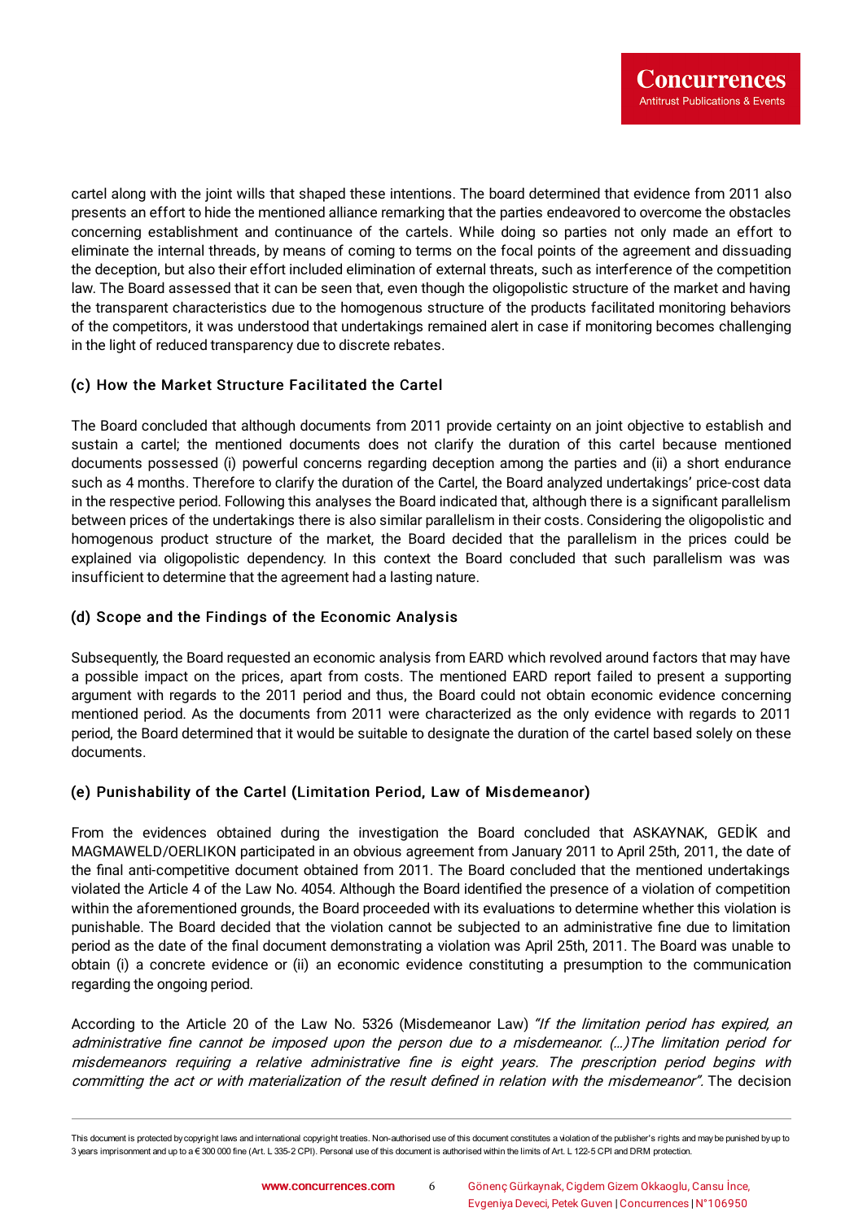cartel along with the joint wills that shaped these intentions. The board determined that evidence from 2011 also presents an effort to hide the mentioned alliance remarking that the parties endeavored to overcome the obstacles concerning establishment and continuance of the cartels. While doing so parties not only made an effort to eliminate the internal threads, by means of coming to terms on the focal points of the agreement and dissuading the deception, but also their effort included elimination of external threats, such as interference of the competition law. The Board assessed that it can be seen that, even though the oligopolistic structure of the market and having the transparent characteristics due to the homogenous structure of the products facilitated monitoring behaviors of the competitors, it was understood that undertakings remained alert in case if monitoring becomes challenging in the light of reduced transparency due to discrete rebates.

### (c) How the Market Structure Facilitated the Cartel

The Board concluded that although documents from 2011 provide certainty on an joint objective to establish and sustain a cartel; the mentioned documents does not clarify the duration of this cartel because mentioned documents possessed (i) powerful concerns regarding deception among the parties and (ii) a short endurance such as 4 months. Therefore to clarify the duration of the Cartel, the Board analyzed undertakings' price-cost data in the respective period. Following this analyses the Board indicated that, although there is a significant parallelism between prices of the undertakings there is also similar parallelism in their costs. Considering the oligopolistic and homogenous product structure of the market, the Board decided that the parallelism in the prices could be explained via oligopolistic dependency. In this context the Board concluded that such parallelism was was insufficient to determine that the agreement had a lasting nature.

### (d) Scope and the Findings of the Economic Analysis

Subsequently, the Board requested an economic analysis from EARD which revolved around factors that may have a possible impact on the prices, apart from costs. The mentioned EARD report failed to present a supporting argument with regards to the 2011 period and thus, the Board could not obtain economic evidence concerning mentioned period. As the documents from 2011 were characterized as the only evidence with regards to 2011 period, the Board determined that it would be suitable to designate the duration of the cartel based solely on these documents.

### (e) Punishability of the Cartel (Limitation Period, Law of Misdemeanor)

From the evidences obtained during the investigation the Board concluded that ASKAYNAK, GEDİK and MAGMAWELD/OERLIKON participated in an obvious agreement from January 2011 to April 25th, 2011, the date of the final anti-competitive document obtained from 2011. The Board concluded that the mentioned undertakings violated the Article 4 of the Law No. 4054. Although the Board identified the presence of a violation of competition within the aforementioned grounds, the Board proceeded with its evaluations to determine whether this violation is punishable. The Board decided that the violation cannot be subjected to an administrative fine due to limitation period as the date of the final document demonstrating a violation was April 25th, 2011. The Board was unable to obtain (i) a concrete evidence or (ii) an economic evidence constituting a presumption to the communication regarding the ongoing period.

According to the Article 20 of the Law No. 5326 (Misdemeanor Law) *"If the limitation period has expired, an administrative fine cannot be imposed upon the person due to a misdemeanor. (...)The limitation period for misdemeanors requiring a relative administrative fine is eight years. The prescription period begins with committing the act or with materialization of the result defined in relation with the misdemeanor"*. The decision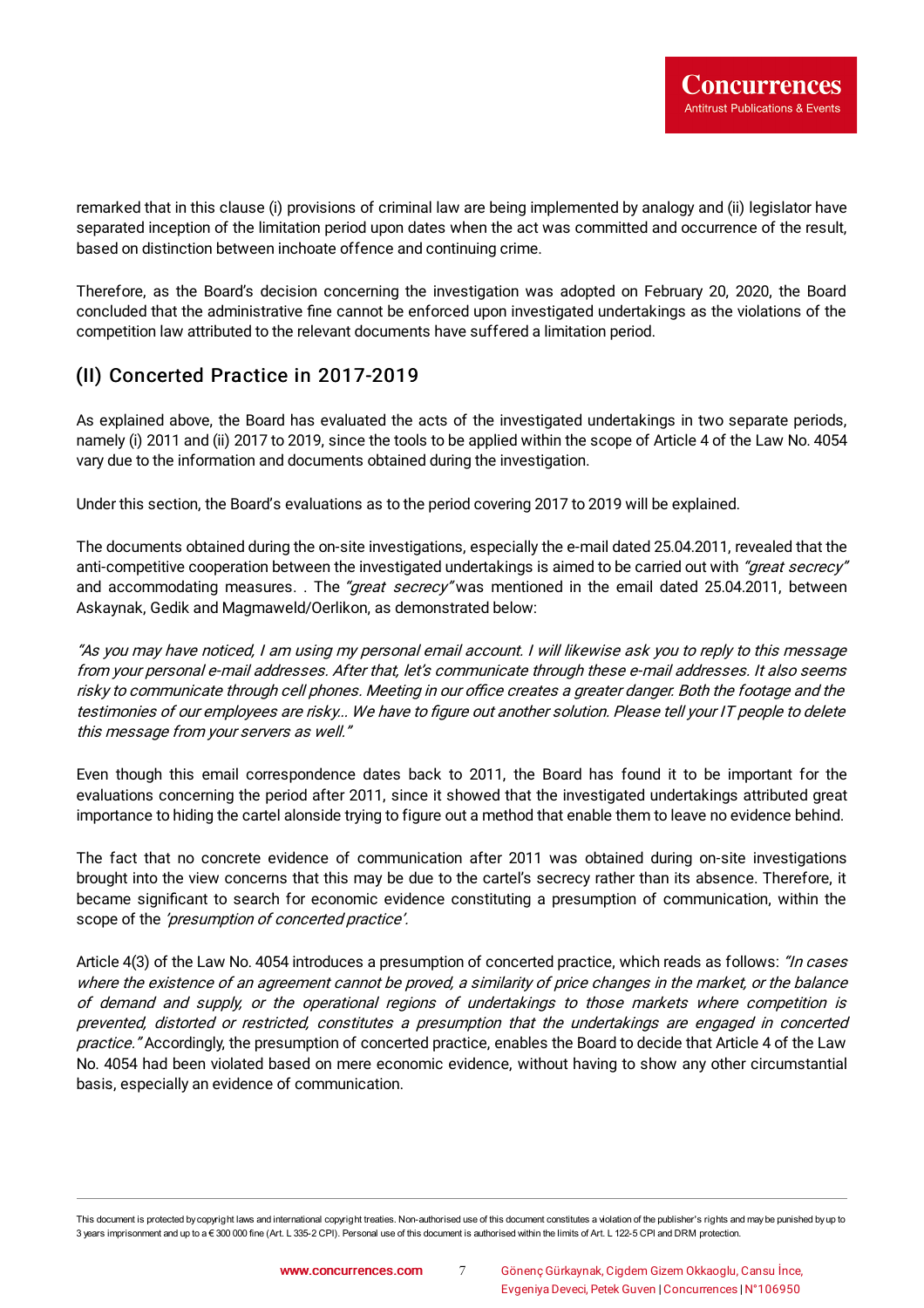remarked that in this clause (i) provisions of criminal law are being implemented by analogy and (ii) legislator have separated inception of the limitation period upon dates when the act was committed and occurrence of the result, based on distinction between inchoate offence and continuing crime.

Therefore, as the Board's decision concerning the investigation was adopted on February 20, 2020, the Board concluded that the administrative fine cannot be enforced upon investigated undertakings as the violations of the competition law attributed to the relevant documents have suffered a limitation period.

## (II) Concerted Practice in 2017-2019

As explained above, the Board has evaluated the acts of the investigated undertakings in two separate periods, namely (i) 2011 and (ii) 2017 to 2019, since the tools to be applied within the scope of Article 4 of the Law No. 4054 vary due to the information and documents obtained during the investigation.

Under this section, the Board's evaluations as to the period covering 2017 to 2019 will be explained.

The documents obtained during the on-site investigations, especially the e-mail dated 25.04.2011, revealed that the anti-competitive cooperation between the investigated undertakings is aimed to be carried out with *"great secrecy"* and accommodating measures. . The *"great secrecy"* was mentioned in the email dated 25.04.2011, between Askaynak, Gedik and Magmaweld/Oerlikon, as demonstrated below:

*"As you may have noticed, I am using my personal email account. I will likewise ask you to reply to this message from your personal e-mail addresses. After that, let's communicate through these e-mail addresses. It also seems risky to communicate through cell phones. Meeting in our office creates a greater danger. Both the footage and the testimonies of our employees are risky... We have to figure out another solution. Please tell your IT people to delete this message from your servers as well."*

Even though this email correspondence dates back to 2011, the Board has found it to be important for the evaluations concerning the period after 2011, since it showed that the investigated undertakings attributed great importance to hiding the cartel alonside trying to figure out a method that enable them to leave no evidence behind.

The fact that no concrete evidence of communication after 2011 was obtained during on-site investigations brought into the view concerns that this may be due to the cartel's secrecy rather than its absence. Therefore, it became significant to search for economic evidence constituting a presumption of communication, within the scope of the *'presumption of concerted practice'.*

Article 4(3) of the Law No. 4054 introduces a presumption of concerted practice, which reads as follows: *"In cases where the existence of an agreement cannot be proved, a similarity of price changes in the market, or the balance of demand and supply, or the operational regions of undertakings to those markets where competition is prevented, distorted or restricted, constitutes a presumption that the undertakings are engaged in concerted practice."* Accordingly, the presumption of concerted practice, enables the Board to decide that Article 4 of the Law No. 4054 had been violated based on mere economic evidence, without having to show any other circumstantial basis, especially an evidence of communication.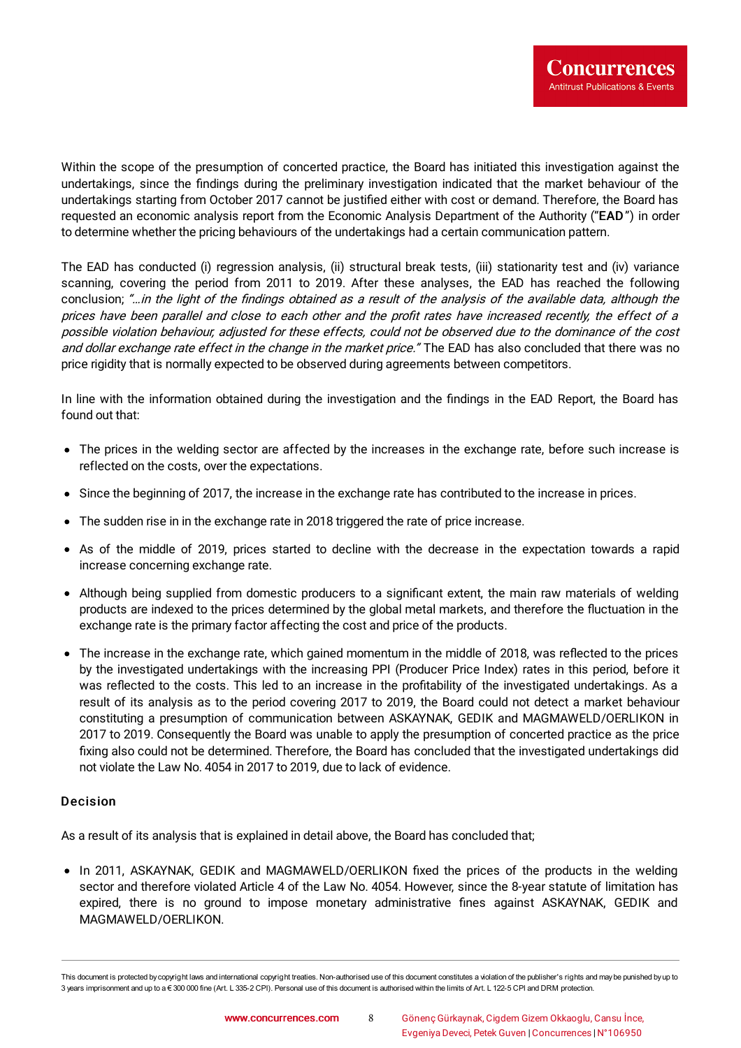Within the scope of the presumption of concerted practice, the Board has initiated this investigation against the undertakings, since the findings during the preliminary investigation indicated that the market behaviour of the undertakings starting from October 2017 cannot be justified either with cost or demand. Therefore, the Board has requested an economic analysis report from the Economic Analysis Department of the Authority ("**EAD**") in order to determine whether the pricing behaviours of the undertakings had a certain communication pattern.

The EAD has conducted (i) regression analysis, (ii) structural break tests, (iii) stationarity test and (iv) variance scanning, covering the period from 2011 to 2019. After these analyses, the EAD has reached the following conclusion; *"…in the light of the findings obtained as a result of the analysis of the available data, although the prices have been parallel and close to each other and the profit rates have increased recently, the effect of a possible violation behaviour, adjusted for these effects, could not be observed due to the dominance of the cost and dollar exchange rate effect in the change in the market price."* The EAD has also concluded that there was no price rigidity that is normally expected to be observed during agreements between competitors.

In line with the information obtained during the investigation and the findings in the EAD Report, the Board has found out that:

- The prices in the welding sector are affected by the increases in the exchange rate, before such increase is reflected on the costs, over the expectations.
- Since the beginning of 2017, the increase in the exchange rate has contributed to the increase in prices.
- The sudden rise in in the exchange rate in 2018 triggered the rate of price increase.
- As of the middle of 2019, prices started to decline with the decrease in the expectation towards a rapid increase concerning exchange rate.
- Although being supplied from domestic producers to a significant extent, the main raw materials of welding products are indexed to the prices determined by the global metal markets, and therefore the fluctuation in the exchange rate is the primary factor affecting the cost and price of the products.
- The increase in the exchange rate, which gained momentum in the middle of 2018, was reflected to the prices by the investigated undertakings with the increasing PPI (Producer Price Index) rates in this period, before it was reflected to the costs. This led to an increase in the profitability of the investigated undertakings. As a result of its analysis as to the period covering 2017 to 2019, the Board could not detect a market behaviour constituting a presumption of communication between ASKAYNAK, GEDIK and MAGMAWELD/OERLIKON in 2017 to 2019. Consequently the Board was unable to apply the presumption of concerted practice as the price fixing also could not be determined. Therefore, the Board has concluded that the investigated undertakings did not violate the Law No. 4054 in 2017 to 2019, due to lack of evidence.

### Decision

As a result of its analysis that is explained in detail above, the Board has concluded that;

- In 2011, ASKAYNAK, GEDIK and MAGMAWELD/OERLIKON fixed the prices of the products in the welding sector and therefore violated Article 4 of the Law No. 4054. However, since the 8-year statute of limitation has expired, there is no ground to impose monetary administrative fines against ASKAYNAK, GEDIK and MAGMAWELD/OERLIKON.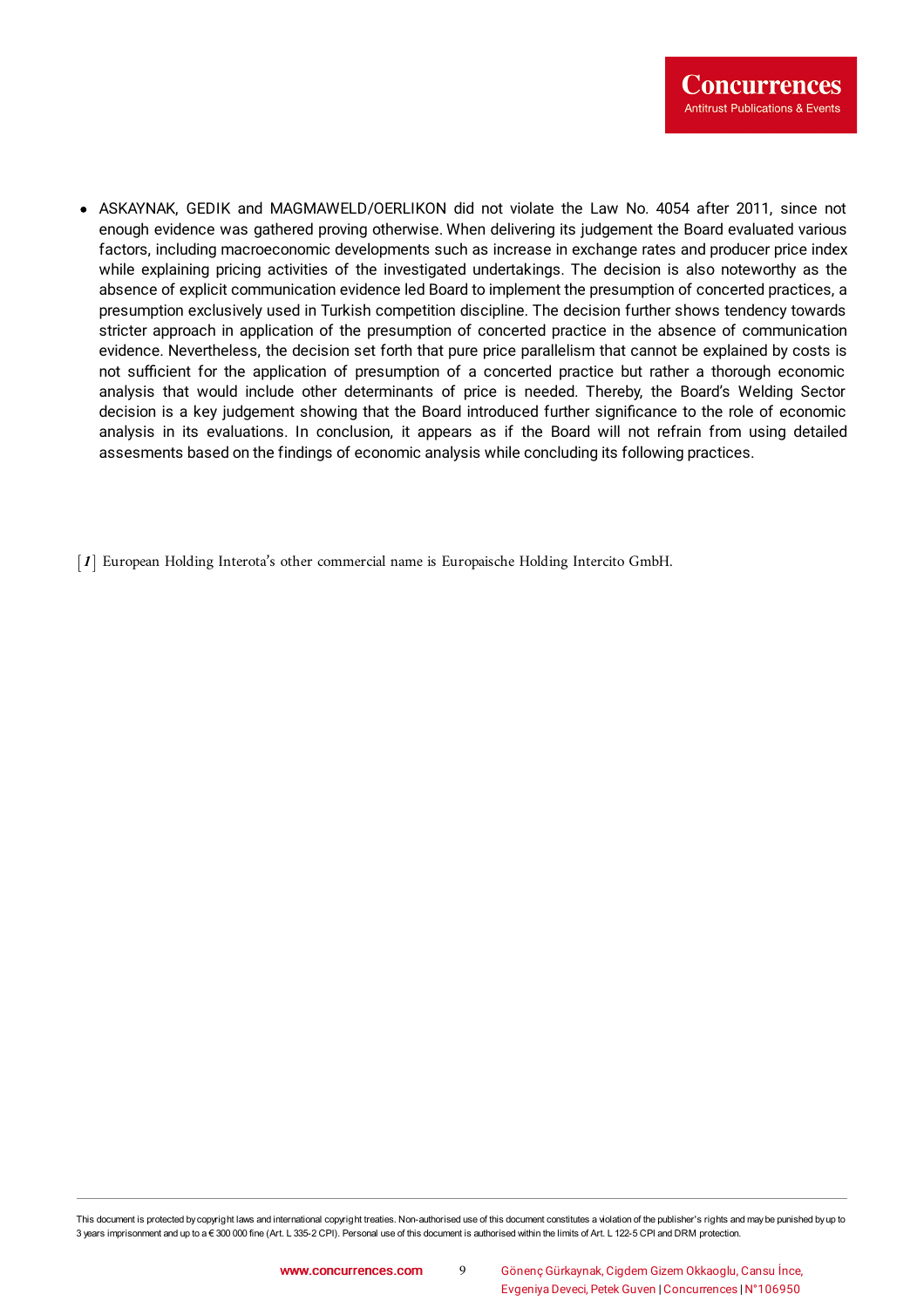- ASKAYNAK, GEDIK and MAGMAWELD/OERLIKON did not violate the Law No. 4054 after 2011, since not enough evidence was gathered proving otherwise. When delivering its judgement the Board evaluated various factors, including macroeconomic developments such as increase in exchange rates and producer price index while explaining pricing activities of the investigated undertakings. The decision is also noteworthy as the absence of explicit communication evidence led Board to implement the presumption of concerted practices, a presumption exclusively used in Turkish competition discipline. The decision further shows tendency towards stricter approach in application of the presumption of concerted practice in the absence of communication evidence. Nevertheless, the decision set forth that pure price parallelism that cannot be explained by costs is not sufficient for the application of presumption of a concerted practice but rather a thorough economic analysis that would include other determinants of price is needed. Thereby, the Board's Welding Sector decision is a key judgement showing that the Board introduced further significance to the role of economic analysis in its evaluations. In conclusion, it appears as if the Board will not refrain from using detailed assesments based on the findings of economic analysis while concluding its following practices.

[1] European Holding Interota's other commercial name is Europaische Holding Intercito GmbH.